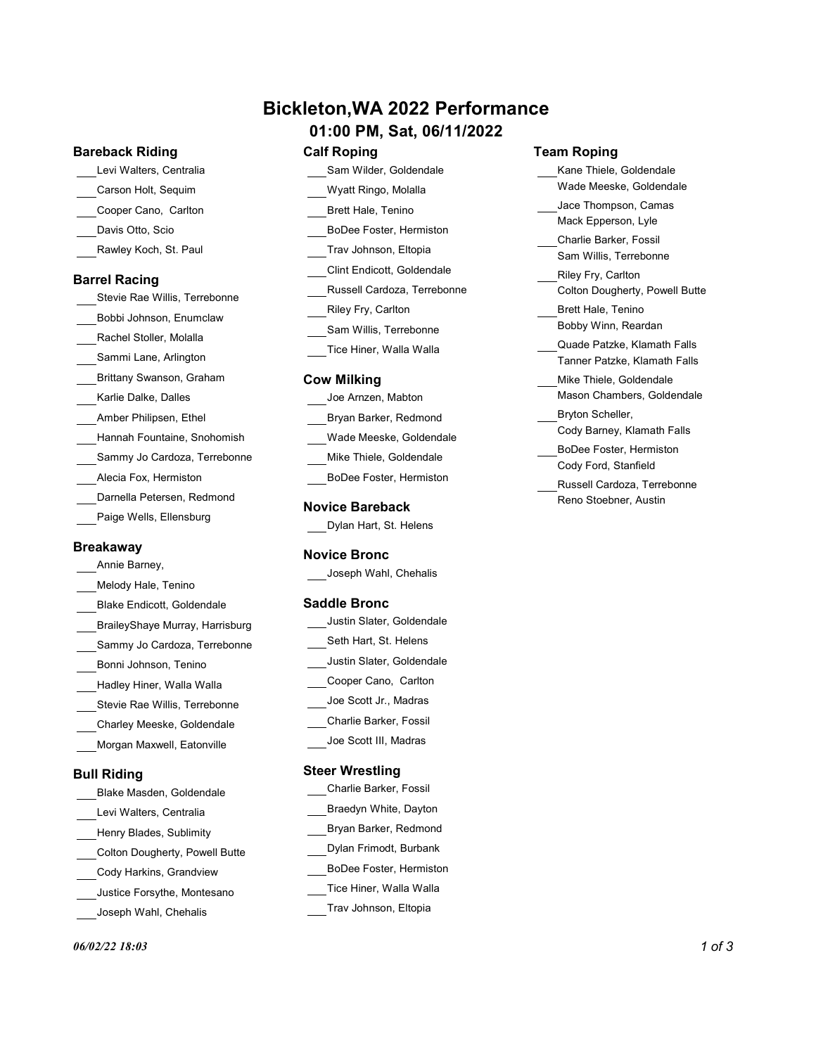# Bickleton,WA 2022 Performance

## 01:00 PM, Sat, 06/11/2022

### Bareback Riding

- ___Levi Walters, Centralia
- ___Carson Holt, Sequim
- ___Cooper Cano, Carlton
- ___Davis Otto, Scio
- ___Rawley Koch, St. Paul

### Barrel Racing

- ___Stevie Rae Willis, Terrebonne
- ___Bobbi Johnson, Enumclaw
- ___Rachel Stoller, Molalla
- ___Sammi Lane, Arlington
- ___Brittany Swanson, Graham
- ___Karlie Dalke, Dalles
- ___Amber Philipsen, Ethel
- ___Hannah Fountaine, Snohomish
- ___Sammy Jo Cardoza, Terrebonne
- ___Alecia Fox, Hermiston
- ___Darnella Petersen, Redmond
- ___Paige Wells, Ellensburg

### Breakaway

- ___Annie Barney,
- ___Melody Hale, Tenino
- ___Blake Endicott, Goldendale
- ___BraileyShaye Murray, Harrisburg
- ___Sammy Jo Cardoza, Terrebonne
- ___Bonni Johnson, Tenino
- ___Hadley Hiner, Walla Walla
- ___Stevie Rae Willis, Terrebonne
- ___Charley Meeske, Goldendale
- ___Morgan Maxwell, Eatonville

### Bull Riding

- ___Blake Masden, Goldendale
- ___Levi Walters, Centralia
- ___Henry Blades, Sublimity
- ___Colton Dougherty, Powell Butte
- ___Cody Harkins, Grandview
- ___Justice Forsythe, Montesano
- ___Joseph Wahl, Chehalis

### Calf Roping

- ___Sam Wilder, Goldendale
- ___Wyatt Ringo, Molalla
- ___Brett Hale, Tenino
- ___BoDee Foster, Hermiston
- ___Trav Johnson, Eltopia
- ___Clint Endicott, Goldendale
- ___Russell Cardoza, Terrebonne
- ___Riley Fry, Carlton
- ___Sam Willis, Terrebonne
- ___Tice Hiner, Walla Walla

### Cow Milking

- ___Joe Arnzen, Mabton
- ___Bryan Barker, Redmond
- ___Wade Meeske, Goldendale
- ___Mike Thiele, Goldendale
- ___BoDee Foster, Hermiston

### Novice Bareback

- ___Dylan Hart, St. Helens

### Novice Bronc

- ___Joseph Wahl, Chehalis

### Saddle Bronc

- ___Justin Slater, Goldendale
- ___Seth Hart, St. Helens
- ___Justin Slater, Goldendale
- ___Cooper Cano, Carlton
- ___Joe Scott Jr., Madras
- ___Charlie Barker, Fossil
- ___Joe Scott III, Madras

### Steer Wrestling

- ___Charlie Barker, Fossil
- ___Braedyn White, Dayton
- ___Bryan Barker, Redmond
- ___Dylan Frimodt, Burbank
- ___BoDee Foster, Hermiston
- ___Tice Hiner, Walla Walla
- ___Trav Johnson, Eltopia

### Team Roping

- ___Kane Thiele, Goldendale
  Wade Meeske, Goldendale
- ___Jace Thompson, Camas
  Mack Epperson, Lyle
- ___Charlie Barker, Fossil
  Sam Willis, Terrebonne
- ___Riley Fry, Carlton
  Colton Dougherty, Powell Butte
- ___Brett Hale, Tenino
  Bobby Winn, Reardan
- ___Quade Patzke, Klamath Falls
  Tanner Patzke, Klamath Falls
- ___Mike Thiele, Goldendale
  Mason Chambers, Goldendale
- ___Bryton Scheller,
  Cody Barney, Klamath Falls
- ___BoDee Foster, Hermiston
  Cody Ford, Stanfield
- ___Russell Cardoza, Terrebonne
  Reno Stoebner, Austin

*06/02/22 18:03*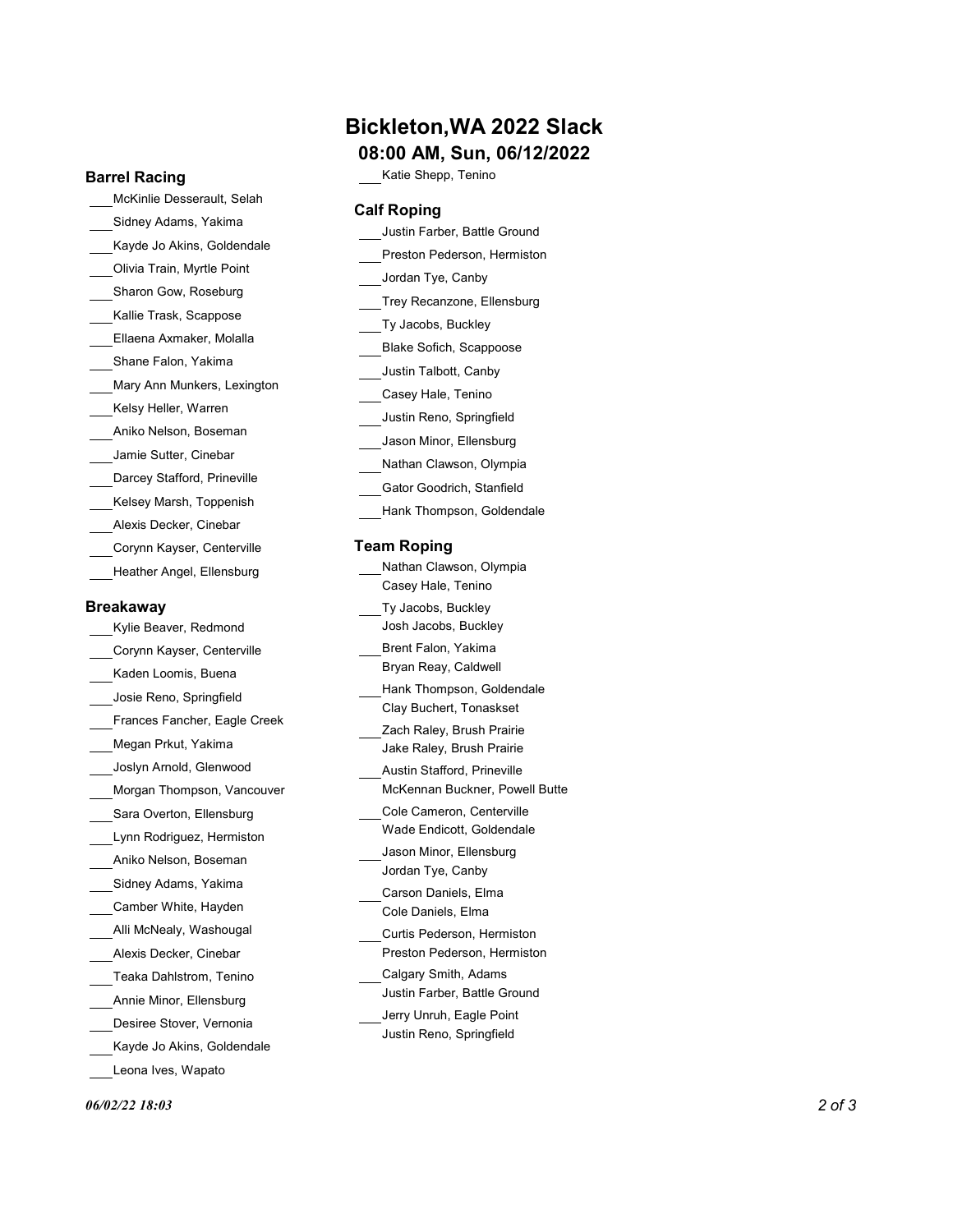# Bickleton,WA 2022 Slack

## 08:00 AM, Sun, 06/12/2022

### Barrel Racing

- ___McKinlie Desserault, Selah
- ___Sidney Adams, Yakima
- ___Kayde Jo Akins, Goldendale
- ___Olivia Train, Myrtle Point
- ___Sharon Gow, Roseburg
- ___Kallie Trask, Scappose
- ___Ellaena Axmaker, Molalla
- ___Shane Falon, Yakima
- ___Mary Ann Munkers, Lexington
- ___Kelsy Heller, Warren
- ___Aniko Nelson, Boseman
- ___Jamie Sutter, Cinebar
- ___Darcey Stafford, Prineville
- ___Kelsey Marsh, Toppenish
- ___Alexis Decker, Cinebar
- ___Corynn Kayser, Centerville
- ___Heather Angel, Ellensburg

### Breakaway

- ___Kylie Beaver, Redmond
- ___Corynn Kayser, Centerville
- ___Kaden Loomis, Buena
- ___Josie Reno, Springfield
- ___Frances Fancher, Eagle Creek
- ___Megan Prkut, Yakima
- ___Joslyn Arnold, Glenwood
- ___Morgan Thompson, Vancouver
- ___Sara Overton, Ellensburg
- ___Lynn Rodriguez, Hermiston
- ___Aniko Nelson, Boseman
- ___Sidney Adams, Yakima
- ___Camber White, Hayden
- ___Alli McNealy, Washougal
- ___Alexis Decker, Cinebar
- ___Teaka Dahlstrom, Tenino
- ___Annie Minor, Ellensburg
- ___Desiree Stover, Vernonia
- ___Kayde Jo Akins, Goldendale
- ___Leona Ives, Wapato
- ___Katie Shepp, Tenino

### Calf Roping

- ___Justin Farber, Battle Ground
- ___Preston Pederson, Hermiston
- ___Jordan Tye, Canby
- ___Trey Recanzone, Ellensburg
- ___Ty Jacobs, Buckley
- ___Blake Sofich, Scappoose
- ___Justin Talbott, Canby
- ___Casey Hale, Tenino
- ___Justin Reno, Springfield
- ___Jason Minor, Ellensburg
- ___Nathan Clawson, Olympia
- ___Gator Goodrich, Stanfield
- ___Hank Thompson, Goldendale

### Team Roping

- ___Nathan Clawson, Olympia
  Casey Hale, Tenino
- ___Ty Jacobs, Buckley
  Josh Jacobs, Buckley
- ___Brent Falon, Yakima
  Bryan Reay, Caldwell
- ___Hank Thompson, Goldendale
  Clay Buchert, Tonaskset
- ___Zach Raley, Brush Prairie
  Jake Raley, Brush Prairie
- ___Austin Stafford, Prineville
  McKennan Buckner, Powell Butte
- ___Cole Cameron, Centerville
  Wade Endicott, Goldendale
- ___Jason Minor, Ellensburg
  Jordan Tye, Canby
- ___Carson Daniels, Elma
  Cole Daniels, Elma
- ___Curtis Pederson, Hermiston
  Preston Pederson, Hermiston
- ___Calgary Smith, Adams
  Justin Farber, Battle Ground
- ___Jerry Unruh, Eagle Point
  Justin Reno, Springfield

*06/02/22 18:03*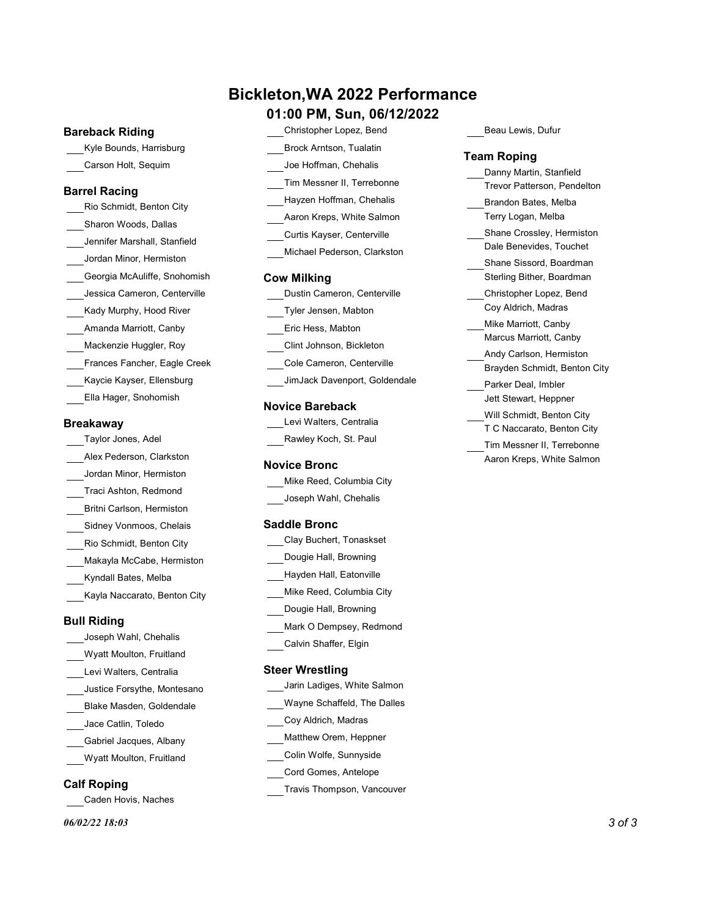# Bickleton,WA 2022 Performance

## 01:00 PM, Sun, 06/12/2022

### Bareback Riding

- ___Kyle Bounds, Harrisburg
- ___Carson Holt, Sequim

### Barrel Racing

- ___Rio Schmidt, Benton City
- ___Sharon Woods, Dallas
- ___Jennifer Marshall, Stanfield
- ___Jordan Minor, Hermiston
- ___Georgia McAuliffe, Snohomish
- ___Jessica Cameron, Centerville
- ___Kady Murphy, Hood River
- ___Amanda Marriott, Canby
- ___Mackenzie Huggler, Roy
- ___Frances Fancher, Eagle Creek
- ___Kaycie Kayser, Ellensburg
- ___Ella Hager, Snohomish

### Breakaway

- ___Taylor Jones, Adel
- ___Alex Pederson, Clarkston
- ___Jordan Minor, Hermiston
- ___Traci Ashton, Redmond
- ___Britni Carlson, Hermiston
- ___Sidney Vonmoos, Chelais
- ___Rio Schmidt, Benton City
- ___Makayla McCabe, Hermiston
- ___Kyndall Bates, Melba
- ___Kayla Naccarato, Benton City

### Bull Riding

- ___Joseph Wahl, Chehalis
- ___Wyatt Moulton, Fruitland
- ___Levi Walters, Centralia
- ___Justice Forsythe, Montesano
- ___Blake Masden, Goldendale
- ___Jace Catlin, Toledo
- ___Gabriel Jacques, Albany
- ___Wyatt Moulton, Fruitland

### Calf Roping

- ___Caden Hovis, Naches
- ___Christopher Lopez, Bend
- ___Brock Arntson, Tualatin
- ___Joe Hoffman, Chehalis
- ___Tim Messner II, Terrebonne
- ___Hayzen Hoffman, Chehalis
- ___Aaron Kreps, White Salmon
- ___Curtis Kayser, Centerville
- ___Michael Pederson, Clarkston

### Cow Milking

- ___Dustin Cameron, Centerville
- ___Tyler Jensen, Mabton
- ___Eric Hess, Mabton
- ___Clint Johnson, Bickleton
- ___Cole Cameron, Centerville
- ___JimJack Davenport, Goldendale

### Novice Bareback

- ___Levi Walters, Centralia
- ___Rawley Koch, St. Paul

### Novice Bronc

- ___Mike Reed, Columbia City
- ___Joseph Wahl, Chehalis

### Saddle Bronc

- ___Clay Buchert, Tonaskset
- ___Dougie Hall, Browning
- ___Hayden Hall, Eatonville
- ___Mike Reed, Columbia City
- ___Dougie Hall, Browning
- ___Mark O Dempsey, Redmond
- ___Calvin Shaffer, Elgin

### Steer Wrestling

- ___Jarin Ladiges, White Salmon
- ___Wayne Schaffeld, The Dalles
- ___Coy Aldrich, Madras
- ___Matthew Orem, Heppner
- ___Colin Wolfe, Sunnyside
- ___Cord Gomes, Antelope
- ___Travis Thompson, Vancouver
- ___Beau Lewis, Dufur

### Team Roping

- ___Danny Martin, Stanfield
  Trevor Patterson, Pendelton
- ___Brandon Bates, Melba
  Terry Logan, Melba
- ___Shane Crossley, Hermiston
  Dale Benevides, Touchet
- ___Shane Sissord, Boardman
  Sterling Bither, Boardman
- ___Christopher Lopez, Bend
  Coy Aldrich, Madras
- ___Mike Marriott, Canby
  Marcus Marriott, Canby
- ___Andy Carlson, Hermiston
  Brayden Schmidt, Benton City
- ___Parker Deal, Imbler
  Jett Stewart, Heppner
- ___Will Schmidt, Benton City
  T C Naccarato, Benton City
- ___Tim Messner II, Terrebonne
  Aaron Kreps, White Salmon

*06/02/22 18:03*